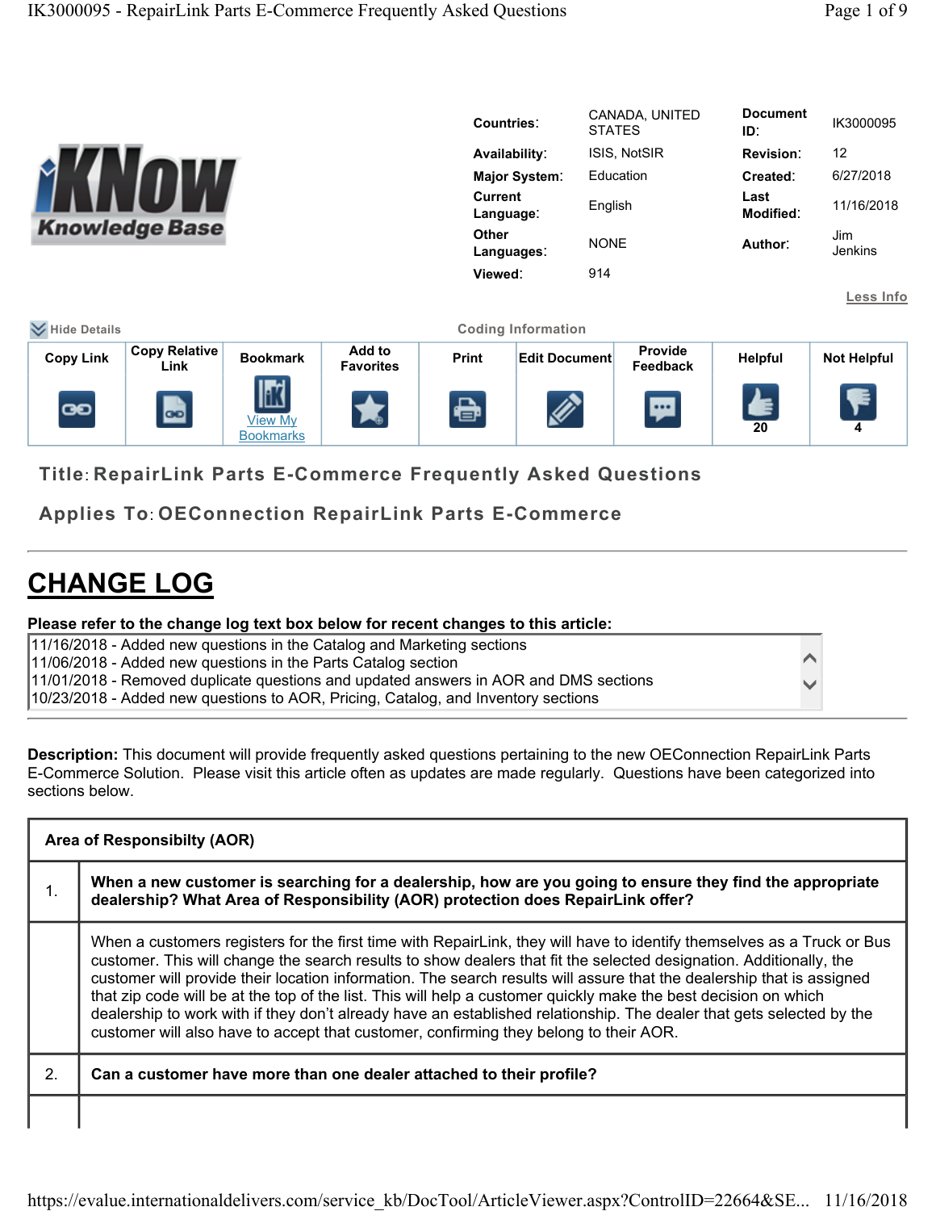| | | | |
|---|---|---|---|
| **Countries:** | CANADA, UNITED STATES | **Document ID:** | IK3000095 |
| **Availability:** | ISIS, NotSIR | **Revision:** | 12 |
| **Major System:** | Education | **Created:** | 6/27/2018 |
| **Current Language:** | English | **Last Modified:** | 11/16/2018 |
| **Other Languages:** | NONE | **Author:** | Jim Jenkins |
| **Viewed:** | 914 | | |

Less Info

Hide Details | Coding Information

| Copy Link | Copy Relative Link | Bookmark | Add to Favorites | Print | Edit Document | Provide Feedback | Helpful | Not Helpful |
|---|---|---|---|---|---|---|---|---|
| | | View My Bookmarks | | | | | 20 | 4 |

**Title: RepairLink Parts E-Commerce Frequently Asked Questions**

**Applies To: OEConnection RepairLink Parts E-Commerce**

# CHANGE LOG

**Please refer to the change log text box below for recent changes to this article:**

11/16/2018 - Added new questions in the Catalog and Marketing sections
11/06/2018 - Added new questions in the Parts Catalog section
11/01/2018 - Removed duplicate questions and updated answers in AOR and DMS sections
10/23/2018 - Added new questions to AOR, Pricing, Catalog, and Inventory sections

**Description:** This document will provide frequently asked questions pertaining to the new OEConnection RepairLink Parts E-Commerce Solution. Please visit this article often as updates are made regularly. Questions have been categorized into sections below.

| Area of Responsibilty (AOR) | |
|---|---|
| 1. | **When a new customer is searching for a dealership, how are you going to ensure they find the appropriate dealership? What Area of Responsibility (AOR) protection does RepairLink offer?** |
| | When a customers registers for the first time with RepairLink, they will have to identify themselves as a Truck or Bus customer. This will change the search results to show dealers that fit the selected designation. Additionally, the customer will provide their location information. The search results will assure that the dealership that is assigned that zip code will be at the top of the list. This will help a customer quickly make the best decision on which dealership to work with if they don't already have an established relationship. The dealer that gets selected by the customer will also have to accept that customer, confirming they belong to their AOR. |
| 2. | **Can a customer have more than one dealer attached to their profile?** |
| | |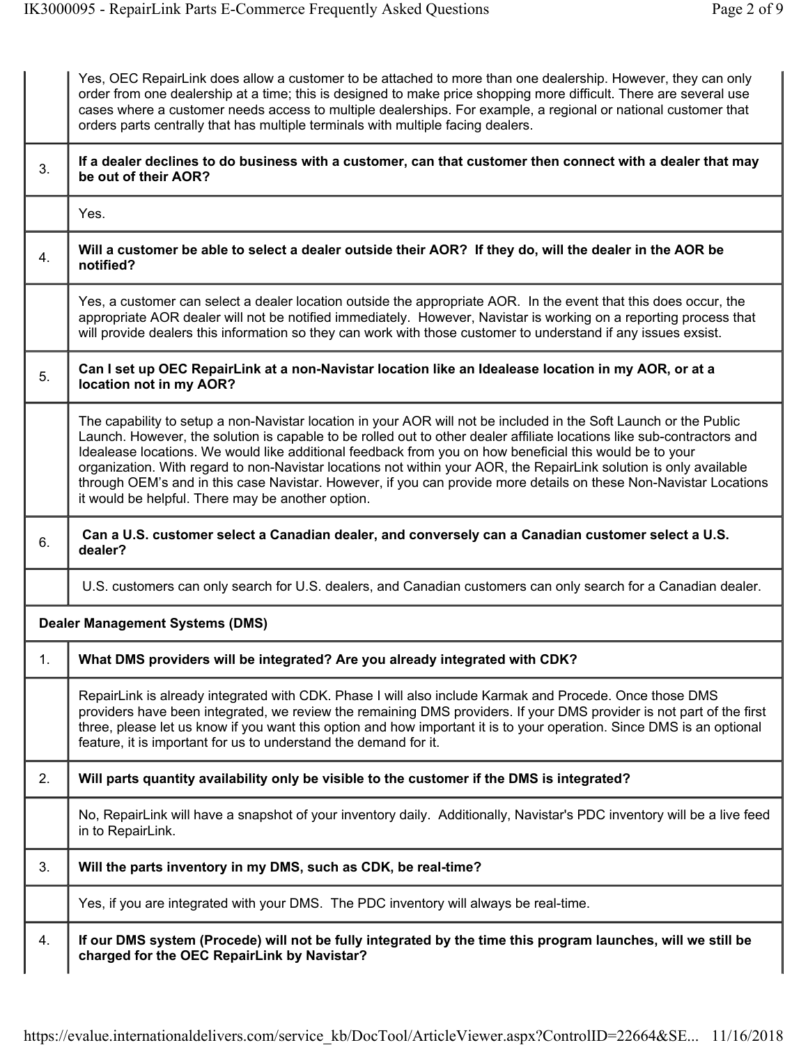| | |
|---|---|
| | Yes, OEC RepairLink does allow a customer to be attached to more than one dealership. However, they can only order from one dealership at a time; this is designed to make price shopping more difficult. There are several use cases where a customer needs access to multiple dealerships. For example, a regional or national customer that orders parts centrally that has multiple terminals with multiple facing dealers. |
| 3. | **If a dealer declines to do business with a customer, can that customer then connect with a dealer that may be out of their AOR?** |
| | Yes. |
| 4. | **Will a customer be able to select a dealer outside their AOR? If they do, will the dealer in the AOR be notified?** |
| | Yes, a customer can select a dealer location outside the appropriate AOR. In the event that this does occur, the appropriate AOR dealer will not be notified immediately. However, Navistar is working on a reporting process that will provide dealers this information so they can work with those customer to understand if any issues exsist. |
| 5. | **Can I set up OEC RepairLink at a non-Navistar location like an Idealease location in my AOR, or at a location not in my AOR?** |
| | The capability to setup a non-Navistar location in your AOR will not be included in the Soft Launch or the Public Launch. However, the solution is capable to be rolled out to other dealer affiliate locations like sub-contractors and Idealease locations. We would like additional feedback from you on how beneficial this would be to your organization. With regard to non-Navistar locations not within your AOR, the RepairLink solution is only available through OEM's and in this case Navistar. However, if you can provide more details on these Non-Navistar Locations it would be helpful. There may be another option. |
| 6. | **Can a U.S. customer select a Canadian dealer, and conversely can a Canadian customer select a U.S. dealer?** |
| | U.S. customers can only search for U.S. dealers, and Canadian customers can only search for a Canadian dealer. |
| **Dealer Management Systems (DMS)** | |
| 1. | **What DMS providers will be integrated? Are you already integrated with CDK?** |
| | RepairLink is already integrated with CDK. Phase I will also include Karmak and Procede. Once those DMS providers have been integrated, we review the remaining DMS providers. If your DMS provider is not part of the first three, please let us know if you want this option and how important it is to your operation. Since DMS is an optional feature, it is important for us to understand the demand for it. |
| 2. | **Will parts quantity availability only be visible to the customer if the DMS is integrated?** |
| | No, RepairLink will have a snapshot of your inventory daily. Additionally, Navistar's PDC inventory will be a live feed in to RepairLink. |
| 3. | **Will the parts inventory in my DMS, such as CDK, be real-time?** |
| | Yes, if you are integrated with your DMS. The PDC inventory will always be real-time. |
| 4. | **If our DMS system (Procede) will not be fully integrated by the time this program launches, will we still be charged for the OEC RepairLink by Navistar?** |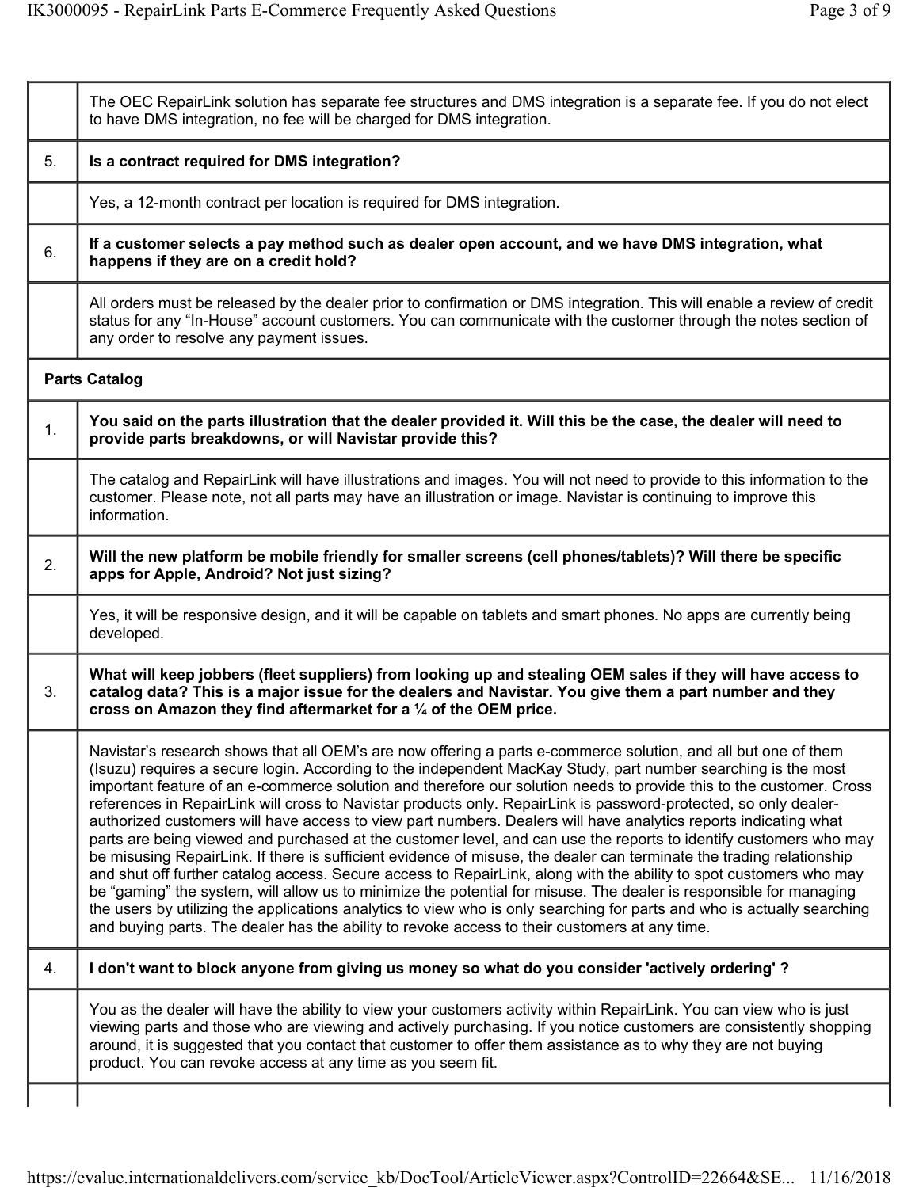| | |
|---|---|
| | The OEC RepairLink solution has separate fee structures and DMS integration is a separate fee. If you do not elect to have DMS integration, no fee will be charged for DMS integration. |
| 5. | **Is a contract required for DMS integration?** |
| | Yes, a 12-month contract per location is required for DMS integration. |
| 6. | **If a customer selects a pay method such as dealer open account, and we have DMS integration, what happens if they are on a credit hold?** |
| | All orders must be released by the dealer prior to confirmation or DMS integration. This will enable a review of credit status for any "In-House" account customers. You can communicate with the customer through the notes section of any order to resolve any payment issues. |
| **Parts Catalog** | |
| 1. | **You said on the parts illustration that the dealer provided it. Will this be the case, the dealer will need to provide parts breakdowns, or will Navistar provide this?** |
| | The catalog and RepairLink will have illustrations and images. You will not need to provide to this information to the customer. Please note, not all parts may have an illustration or image. Navistar is continuing to improve this information. |
| 2. | **Will the new platform be mobile friendly for smaller screens (cell phones/tablets)? Will there be specific apps for Apple, Android? Not just sizing?** |
| | Yes, it will be responsive design, and it will be capable on tablets and smart phones. No apps are currently being developed. |
| 3. | **What will keep jobbers (fleet suppliers) from looking up and stealing OEM sales if they will have access to catalog data? This is a major issue for the dealers and Navistar. You give them a part number and they cross on Amazon they find aftermarket for a ¼ of the OEM price.** |
| | Navistar's research shows that all OEM's are now offering a parts e-commerce solution, and all but one of them (Isuzu) requires a secure login. According to the independent MacKay Study, part number searching is the most important feature of an e-commerce solution and therefore our solution needs to provide this to the customer. Cross references in RepairLink will cross to Navistar products only. RepairLink is password-protected, so only dealer-authorized customers will have access to view part numbers. Dealers will have analytics reports indicating what parts are being viewed and purchased at the customer level, and can use the reports to identify customers who may be misusing RepairLink. If there is sufficient evidence of misuse, the dealer can terminate the trading relationship and shut off further catalog access. Secure access to RepairLink, along with the ability to spot customers who may be "gaming" the system, will allow us to minimize the potential for misuse. The dealer is responsible for managing the users by utilizing the applications analytics to view who is only searching for parts and who is actually searching and buying parts. The dealer has the ability to revoke access to their customers at any time. |
| 4. | **I don't want to block anyone from giving us money so what do you consider 'actively ordering' ?** |
| | You as the dealer will have the ability to view your customers activity within RepairLink. You can view who is just viewing parts and those who are viewing and actively purchasing. If you notice customers are consistently shopping around, it is suggested that you contact that customer to offer them assistance as to why they are not buying product. You can revoke access at any time as you seem fit. |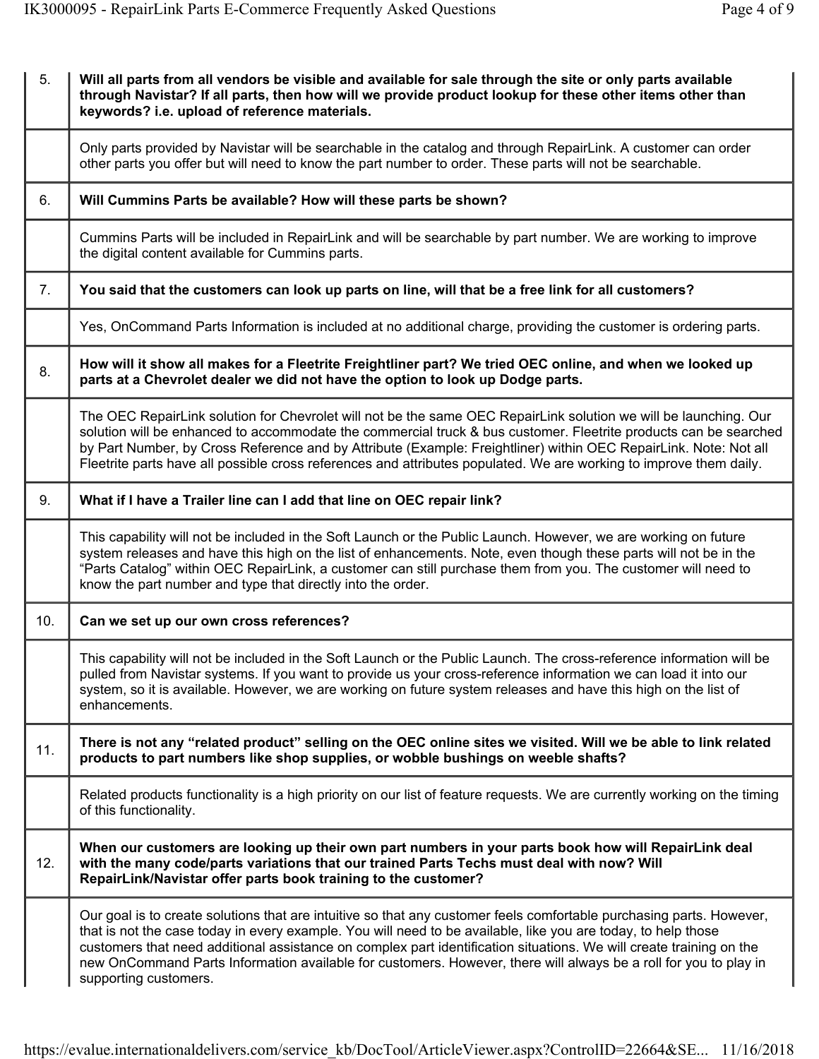| | |
|---|---|
| 5. | **Will all parts from all vendors be visible and available for sale through the site or only parts available through Navistar? If all parts, then how will we provide product lookup for these other items other than keywords? i.e. upload of reference materials.** |
| | Only parts provided by Navistar will be searchable in the catalog and through RepairLink. A customer can order other parts you offer but will need to know the part number to order. These parts will not be searchable. |
| 6. | **Will Cummins Parts be available? How will these parts be shown?** |
| | Cummins Parts will be included in RepairLink and will be searchable by part number. We are working to improve the digital content available for Cummins parts. |
| 7. | **You said that the customers can look up parts on line, will that be a free link for all customers?** |
| | Yes, OnCommand Parts Information is included at no additional charge, providing the customer is ordering parts. |
| 8. | **How will it show all makes for a Fleetrite Freightliner part? We tried OEC online, and when we looked up parts at a Chevrolet dealer we did not have the option to look up Dodge parts.** |
| | The OEC RepairLink solution for Chevrolet will not be the same OEC RepairLink solution we will be launching. Our solution will be enhanced to accommodate the commercial truck & bus customer. Fleetrite products can be searched by Part Number, by Cross Reference and by Attribute (Example: Freightliner) within OEC RepairLink. Note: Not all Fleetrite parts have all possible cross references and attributes populated. We are working to improve them daily. |
| 9. | **What if I have a Trailer line can I add that line on OEC repair link?** |
| | This capability will not be included in the Soft Launch or the Public Launch. However, we are working on future system releases and have this high on the list of enhancements. Note, even though these parts will not be in the "Parts Catalog" within OEC RepairLink, a customer can still purchase them from you. The customer will need to know the part number and type that directly into the order. |
| 10. | **Can we set up our own cross references?** |
| | This capability will not be included in the Soft Launch or the Public Launch. The cross-reference information will be pulled from Navistar systems. If you want to provide us your cross-reference information we can load it into our system, so it is available. However, we are working on future system releases and have this high on the list of enhancements. |
| 11. | **There is not any "related product" selling on the OEC online sites we visited. Will we be able to link related products to part numbers like shop supplies, or wobble bushings on weeble shafts?** |
| | Related products functionality is a high priority on our list of feature requests. We are currently working on the timing of this functionality. |
| 12. | **When our customers are looking up their own part numbers in your parts book how will RepairLink deal with the many code/parts variations that our trained Parts Techs must deal with now? Will RepairLink/Navistar offer parts book training to the customer?** |
| | Our goal is to create solutions that are intuitive so that any customer feels comfortable purchasing parts. However, that is not the case today in every example. You will need to be available, like you are today, to help those customers that need additional assistance on complex part identification situations. We will create training on the new OnCommand Parts Information available for customers. However, there will always be a roll for you to play in supporting customers. |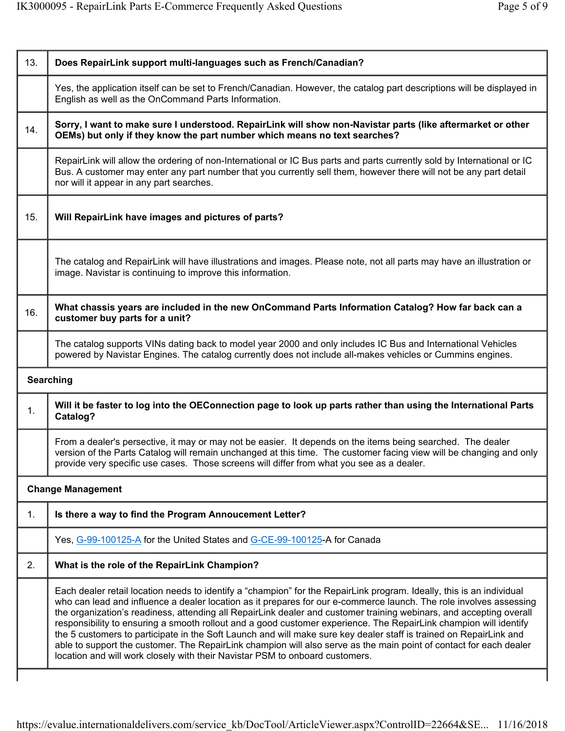| | |
|---|---|
| 13. | **Does RepairLink support multi-languages such as French/Canadian?** |
| | Yes, the application itself can be set to French/Canadian. However, the catalog part descriptions will be displayed in English as well as the OnCommand Parts Information. |
| 14. | **Sorry, I want to make sure I understood. RepairLink will show non-Navistar parts (like aftermarket or other OEMs) but only if they know the part number which means no text searches?** |
| | RepairLink will allow the ordering of non-International or IC Bus parts and parts currently sold by International or IC Bus. A customer may enter any part number that you currently sell them, however there will not be any part detail nor will it appear in any part searches. |
| 15. | **Will RepairLink have images and pictures of parts?** |
| | The catalog and RepairLink will have illustrations and images. Please note, not all parts may have an illustration or image. Navistar is continuing to improve this information. |
| 16. | **What chassis years are included in the new OnCommand Parts Information Catalog? How far back can a customer buy parts for a unit?** |
| | The catalog supports VINs dating back to model year 2000 and only includes IC Bus and International Vehicles powered by Navistar Engines. The catalog currently does not include all-makes vehicles or Cummins engines. |
| **Searching** | |
| 1. | **Will it be faster to log into the OEConnection page to look up parts rather than using the International Parts Catalog?** |
| | From a dealer's persective, it may or may not be easier. It depends on the items being searched. The dealer version of the Parts Catalog will remain unchanged at this time. The customer facing view will be changing and only provide very specific use cases. Those screens will differ from what you see as a dealer. |
| **Change Management** | |
| 1. | **Is there a way to find the Program Annoucement Letter?** |
| | Yes, G-99-100125-A for the United States and G-CE-99-100125-A for Canada |
| 2. | **What is the role of the RepairLink Champion?** |
| | Each dealer retail location needs to identify a “champion” for the RepairLink program. Ideally, this is an individual who can lead and influence a dealer location as it prepares for our e-commerce launch. The role involves assessing the organization’s readiness, attending all RepairLink dealer and customer training webinars, and accepting overall responsibility to ensuring a smooth rollout and a good customer experience. The RepairLink champion will identify the 5 customers to participate in the Soft Launch and will make sure key dealer staff is trained on RepairLink and able to support the customer. The RepairLink champion will also serve as the main point of contact for each dealer location and will work closely with their Navistar PSM to onboard customers. |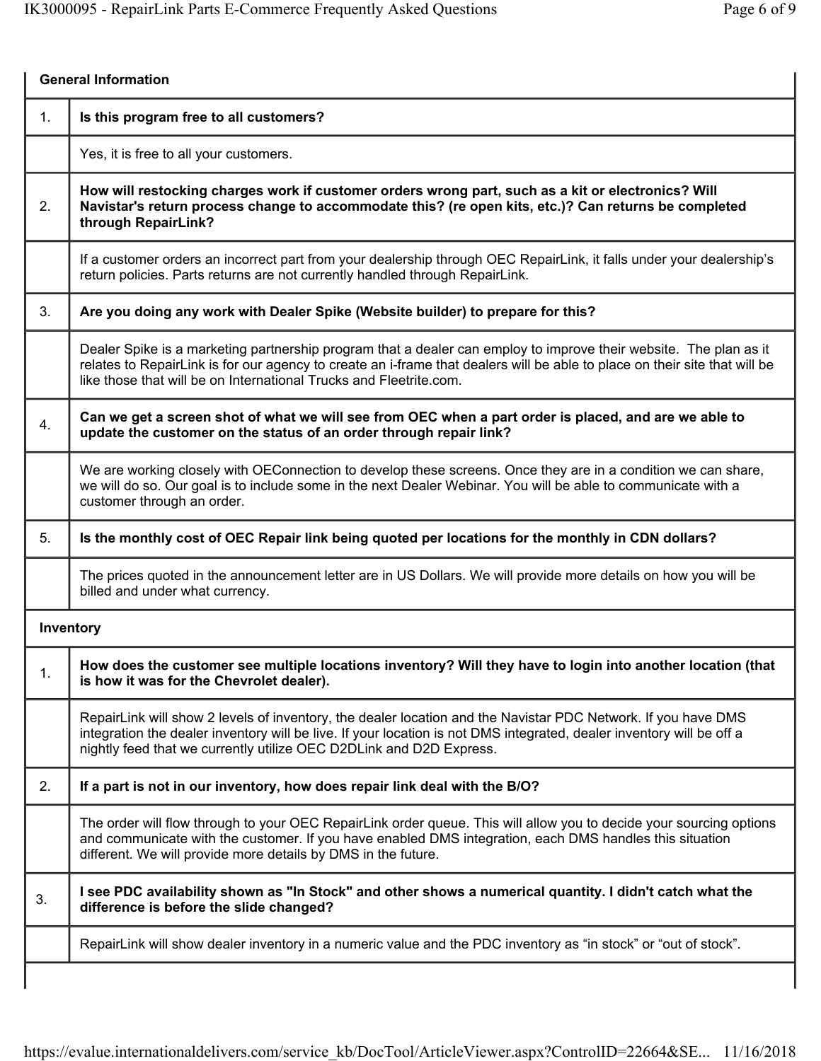| General Information | |
|---|---|
| 1. | **Is this program free to all customers?** |
| | Yes, it is free to all your customers. |
| 2. | **How will restocking charges work if customer orders wrong part, such as a kit or electronics? Will Navistar's return process change to accommodate this? (re open kits, etc.)? Can returns be completed through RepairLink?** |
| | If a customer orders an incorrect part from your dealership through OEC RepairLink, it falls under your dealership's return policies. Parts returns are not currently handled through RepairLink. |
| 3. | **Are you doing any work with Dealer Spike (Website builder) to prepare for this?** |
| | Dealer Spike is a marketing partnership program that a dealer can employ to improve their website. The plan as it relates to RepairLink is for our agency to create an i-frame that dealers will be able to place on their site that will be like those that will be on International Trucks and Fleetrite.com. |
| 4. | **Can we get a screen shot of what we will see from OEC when a part order is placed, and are we able to update the customer on the status of an order through repair link?** |
| | We are working closely with OEConnection to develop these screens. Once they are in a condition we can share, we will do so. Our goal is to include some in the next Dealer Webinar. You will be able to communicate with a customer through an order. |
| 5. | **Is the monthly cost of OEC Repair link being quoted per locations for the monthly in CDN dollars?** |
| | The prices quoted in the announcement letter are in US Dollars. We will provide more details on how you will be billed and under what currency. |
| **Inventory** | |
| 1. | **How does the customer see multiple locations inventory? Will they have to login into another location (that is how it was for the Chevrolet dealer).** |
| | RepairLink will show 2 levels of inventory, the dealer location and the Navistar PDC Network. If you have DMS integration the dealer inventory will be live. If your location is not DMS integrated, dealer inventory will be off a nightly feed that we currently utilize OEC D2DLink and D2D Express. |
| 2. | **If a part is not in our inventory, how does repair link deal with the B/O?** |
| | The order will flow through to your OEC RepairLink order queue. This will allow you to decide your sourcing options and communicate with the customer. If you have enabled DMS integration, each DMS handles this situation different. We will provide more details by DMS in the future. |
| 3. | **I see PDC availability shown as "In Stock" and other shows a numerical quantity. I didn't catch what the difference is before the slide changed?** |
| | RepairLink will show dealer inventory in a numeric value and the PDC inventory as "in stock" or "out of stock". |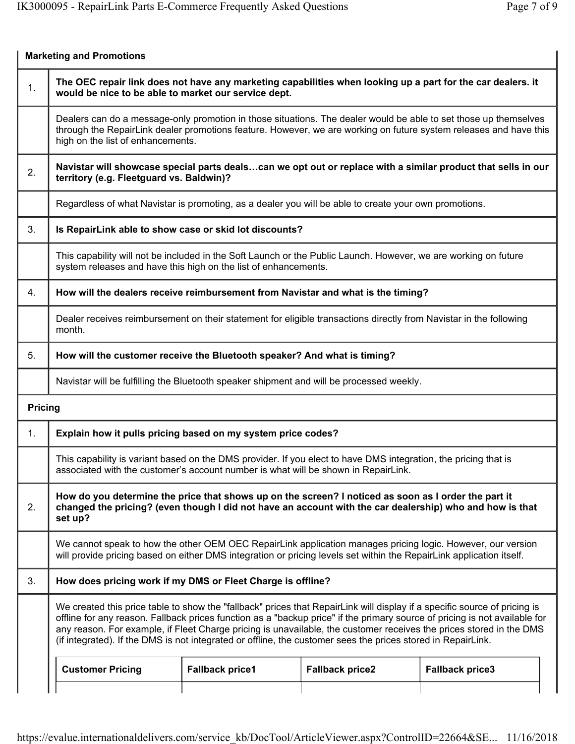## Marketing and Promotions

1. **The OEC repair link does not have any marketing capabilities when looking up a part for the car dealers. it would be nice to be able to market our service dept.**

   Dealers can do a message-only promotion in those situations. The dealer would be able to set those up themselves through the RepairLink dealer promotions feature. However, we are working on future system releases and have this high on the list of enhancements.

2. **Navistar will showcase special parts deals…can we opt out or replace with a similar product that sells in our territory (e.g. Fleetguard vs. Baldwin)?**

   Regardless of what Navistar is promoting, as a dealer you will be able to create your own promotions.

3. **Is RepairLink able to show case or skid lot discounts?**

   This capability will not be included in the Soft Launch or the Public Launch. However, we are working on future system releases and have this high on the list of enhancements.

4. **How will the dealers receive reimbursement from Navistar and what is the timing?**

   Dealer receives reimbursement on their statement for eligible transactions directly from Navistar in the following month.

5. **How will the customer receive the Bluetooth speaker? And what is timing?**

   Navistar will be fulfilling the Bluetooth speaker shipment and will be processed weekly.

## Pricing

1. **Explain how it pulls pricing based on my system price codes?**

   This capability is variant based on the DMS provider. If you elect to have DMS integration, the pricing that is associated with the customer's account number is what will be shown in RepairLink.

2. **How do you determine the price that shows up on the screen? I noticed as soon as I order the part it changed the pricing? (even though I did not have an account with the car dealership) who and how is that set up?**

   We cannot speak to how the other OEM OEC RepairLink application manages pricing logic. However, our version will provide pricing based on either DMS integration or pricing levels set within the RepairLink application itself.

3. **How does pricing work if my DMS or Fleet Charge is offline?**

   We created this price table to show the "fallback" prices that RepairLink will display if a specific source of pricing is offline for any reason. Fallback prices function as a "backup price" if the primary source of pricing is not available for any reason. For example, if Fleet Charge pricing is unavailable, the customer receives the prices stored in the DMS (if integrated). If the DMS is not integrated or offline, the customer sees the prices stored in RepairLink.

| Customer Pricing | Fallback price1 | Fallback price2 | Fallback price3 |
|---|---|---|---|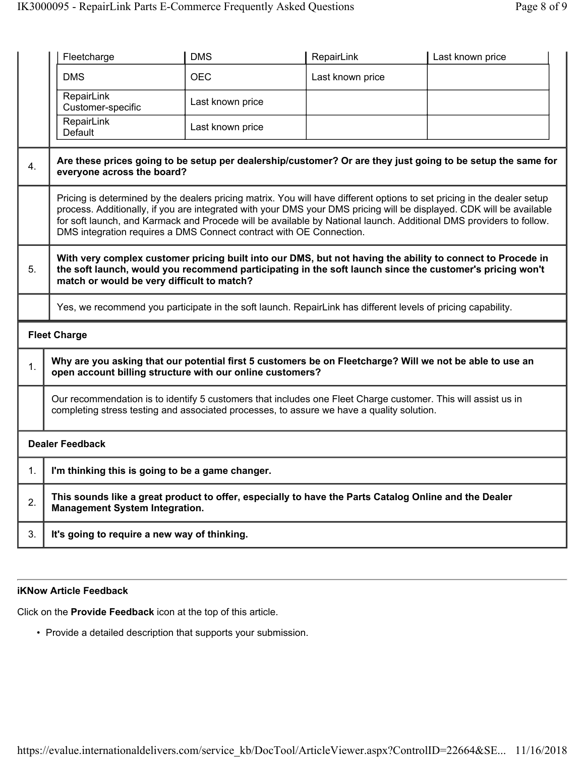| | | | |
|---|---|---|---|
| Fleetcharge | DMS | RepairLink | Last known price |
| DMS | OEC | Last known price | |
| RepairLink Customer-specific | Last known price | | |
| RepairLink Default | Last known price | | |

| | |
|---|---|
| 4. | **Are these prices going to be setup per dealership/customer? Or are they just going to be setup the same for everyone across the board?** |
| | Pricing is determined by the dealers pricing matrix. You will have different options to set pricing in the dealer setup process. Additionally, if you are integrated with your DMS your DMS pricing will be displayed. CDK will be available for soft launch, and Karmack and Procede will be available by National launch. Additional DMS providers to follow. DMS integration requires a DMS Connect contract with OE Connection. |
| 5. | **With very complex customer pricing built into our DMS, but not having the ability to connect to Procede in the soft launch, would you recommend participating in the soft launch since the customer's pricing won't match or would be very difficult to match?** |
| | Yes, we recommend you participate in the soft launch. RepairLink has different levels of pricing capability. |

**Fleet Charge**

| | |
|---|---|
| 1. | **Why are you asking that our potential first 5 customers be on Fleetcharge? Will we not be able to use an open account billing structure with our online customers?** |
| | Our recommendation is to identify 5 customers that includes one Fleet Charge customer. This will assist us in completing stress testing and associated processes, to assure we have a quality solution. |

**Dealer Feedback**

| | |
|---|---|
| 1. | **I'm thinking this is going to be a game changer.** |
| 2. | **This sounds like a great product to offer, especially to have the Parts Catalog Online and the Dealer Management System Integration.** |
| 3. | **It's going to require a new way of thinking.** |

---

**iKNow Article Feedback**

Click on the **Provide Feedback** icon at the top of this article.

- Provide a detailed description that supports your submission.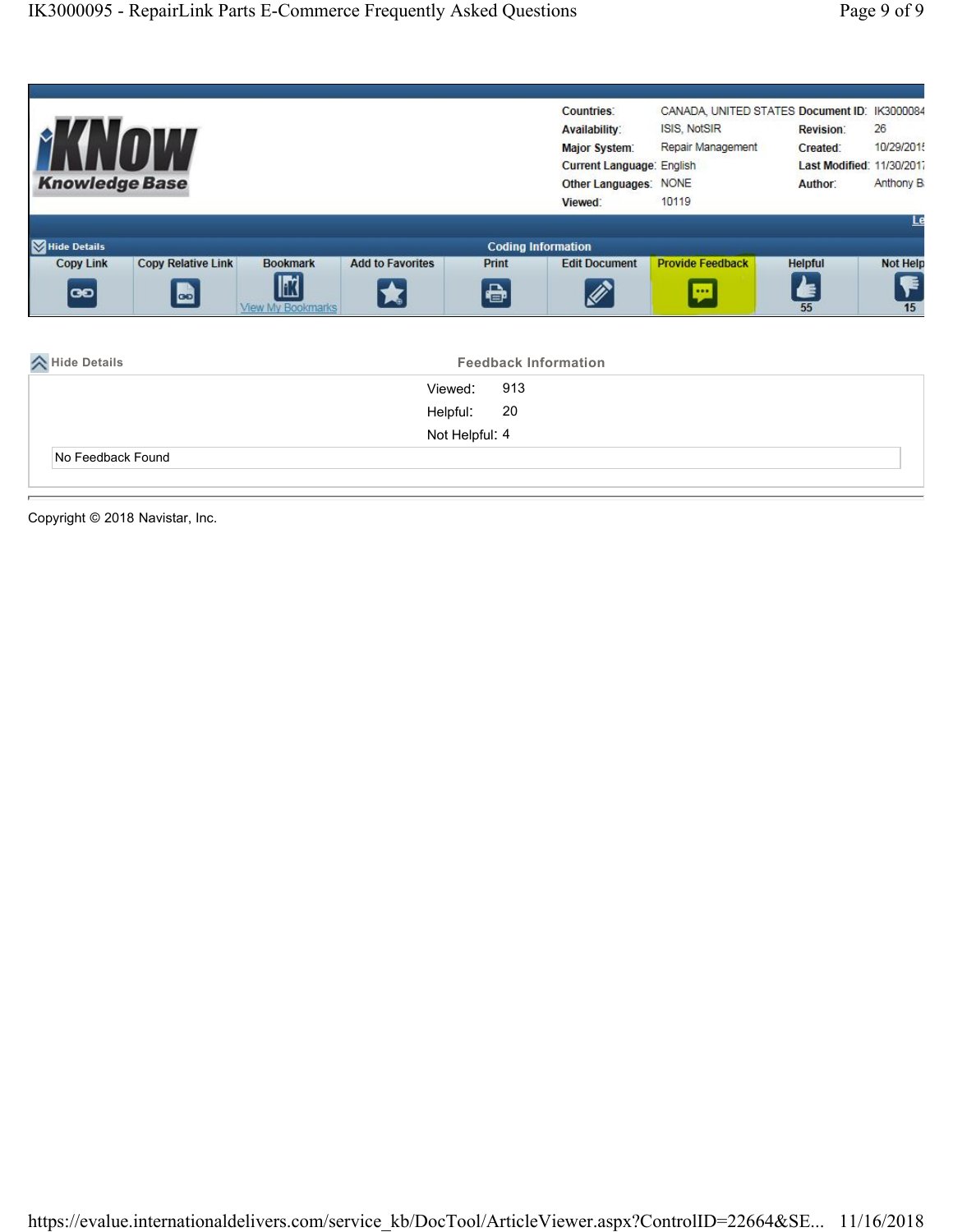iKNow Knowledge Base

| | | | |
|---|---|---|---|
| **Countries:** | CANADA, UNITED STATES | **Document ID:** | IK3000084 |
| **Availability:** | ISIS, NotSIR | **Revision:** | 26 |
| **Major System:** | Repair Management | **Created:** | 10/29/2015 |
| **Current Language:** | English | **Last Modified:** | 11/30/2017 |
| **Other Languages:** | NONE | **Author:** | Anthony B |
| **Viewed:** | 10119 | | |

Hide Details

**Coding Information**

| Copy Link | Copy Relative Link | Bookmark | Add to Favorites | Print | Edit Document | Provide Feedback | Helpful | Not Help |
|---|---|---|---|---|---|---|---|---|
| | | View My Bookmarks | | | | | 55 | 15 |

Hide Details

**Feedback Information**

Viewed: 913

Helpful: 20

Not Helpful: 4

No Feedback Found

Copyright © 2018 Navistar, Inc.